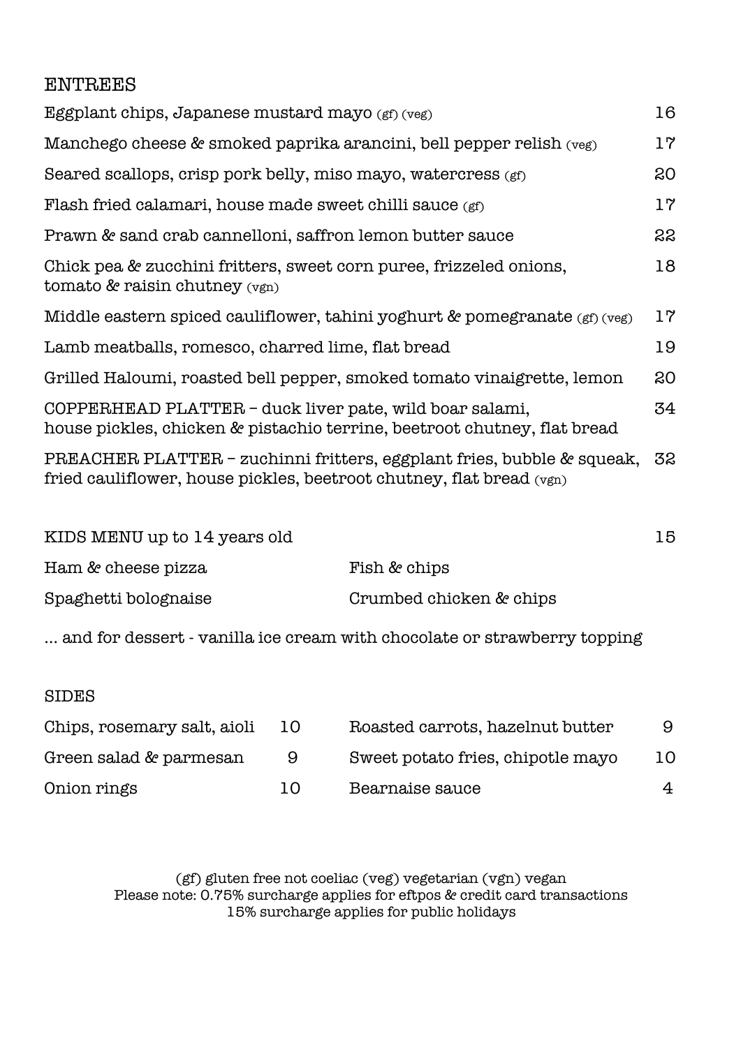## ENTREES

| | |
|---|---|
| Eggplant chips, Japanese mustard mayo (gf) (veg) | 16 |
| Manchego cheese & smoked paprika arancini, bell pepper relish (veg) | 17 |
| Seared scallops, crisp pork belly, miso mayo, watercress (gf) | 20 |
| Flash fried calamari, house made sweet chilli sauce (gf) | 17 |
| Prawn & sand crab cannelloni, saffron lemon butter sauce | 22 |
| Chick pea & zucchini fritters, sweet corn puree, frizzeled onions, tomato & raisin chutney (vgn) | 18 |
| Middle eastern spiced cauliflower, tahini yoghurt & pomegranate (gf) (veg) | 17 |
| Lamb meatballs, romesco, charred lime, flat bread | 19 |
| Grilled Haloumi, roasted bell pepper, smoked tomato vinaigrette, lemon | 20 |
| COPPERHEAD PLATTER – duck liver pate, wild boar salami, house pickles, chicken & pistachio terrine, beetroot chutney, flat bread | 34 |
| PREACHER PLATTER – zuchinni fritters, eggplant fries, bubble & squeak, fried cauliflower, house pickles, beetroot chutney, flat bread (vgn) | 32 |

## KIDS MENU up to 14 years old — 15

- Ham & cheese pizza
- Spaghetti bolognaise
- Fish & chips
- Crumbed chicken & chips

... and for dessert - vanilla ice cream with chocolate or strawberry topping

## SIDES

| | |
|---|---|
| Chips, rosemary salt, aioli | 10 |
| Green salad & parmesan | 9 |
| Onion rings | 10 |
| Roasted carrots, hazelnut butter | 9 |
| Sweet potato fries, chipotle mayo | 10 |
| Bearnaise sauce | 4 |

(gf) gluten free not coeliac (veg) vegetarian (vgn) vegan
Please note: 0.75% surcharge applies for eftpos & credit card transactions
15% surcharge applies for public holidays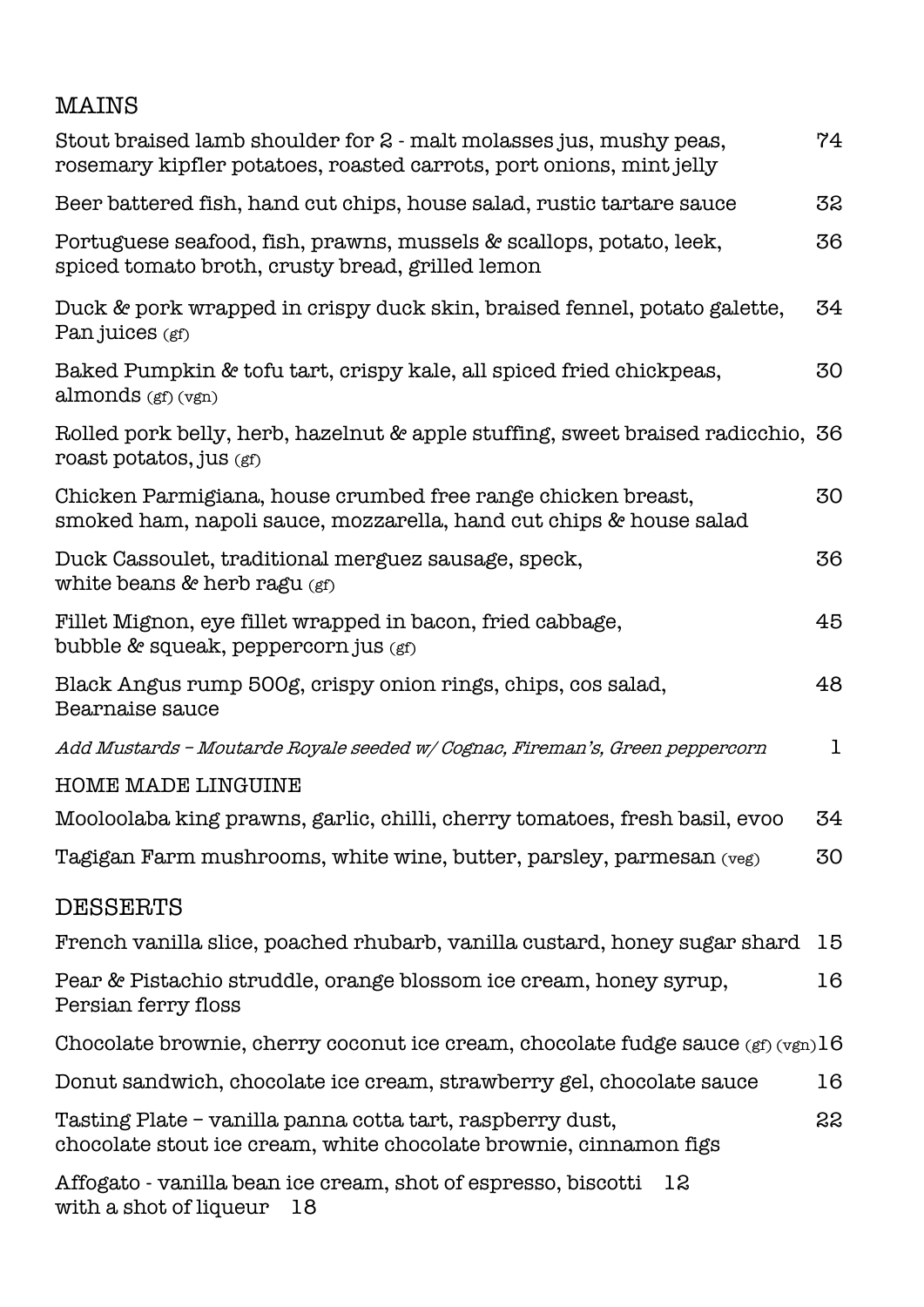## MAINS

| | |
|---|---|
| Stout braised lamb shoulder for 2 - malt molasses jus, mushy peas, rosemary kipfler potatoes, roasted carrots, port onions, mint jelly | 74 |
| Beer battered fish, hand cut chips, house salad, rustic tartare sauce | 32 |
| Portuguese seafood, fish, prawns, mussels & scallops, potato, leek, spiced tomato broth, crusty bread, grilled lemon | 36 |
| Duck & pork wrapped in crispy duck skin, braised fennel, potato galette, Pan juices (gf) | 34 |
| Baked Pumpkin & tofu tart, crispy kale, all spiced fried chickpeas, almonds (gf) (vgn) | 30 |
| Rolled pork belly, herb, hazelnut & apple stuffing, sweet braised radicchio, roast potatos, jus (gf) | 36 |
| Chicken Parmigiana, house crumbed free range chicken breast, smoked ham, napoli sauce, mozzarella, hand cut chips & house salad | 30 |
| Duck Cassoulet, traditional merguez sausage, speck, white beans & herb ragu (gf) | 36 |
| Fillet Mignon, eye fillet wrapped in bacon, fried cabbage, bubble & squeak, peppercorn jus (gf) | 45 |
| Black Angus rump 500g, crispy onion rings, chips, cos salad, Bearnaise sauce | 48 |
| *Add Mustards – Moutarde Royale seeded w/ Cognac, Fireman's, Green peppercorn* | 1 |

### HOME MADE LINGUINE

| | |
|---|---|
| Mooloolaba king prawns, garlic, chilli, cherry tomatoes, fresh basil, evoo | 34 |
| Tagigan Farm mushrooms, white wine, butter, parsley, parmesan (veg) | 30 |

## DESSERTS

| | |
|---|---|
| French vanilla slice, poached rhubarb, vanilla custard, honey sugar shard | 15 |
| Pear & Pistachio struddle, orange blossom ice cream, honey syrup, Persian ferry floss | 16 |
| Chocolate brownie, cherry coconut ice cream, chocolate fudge sauce (gf) (vgn) | 16 |
| Donut sandwich, chocolate ice cream, strawberry gel, chocolate sauce | 16 |
| Tasting Plate – vanilla panna cotta tart, raspberry dust, chocolate stout ice cream, white chocolate brownie, cinnamon figs | 22 |

Affogato - vanilla bean ice cream, shot of espresso, biscotti 12
with a shot of liqueur 18